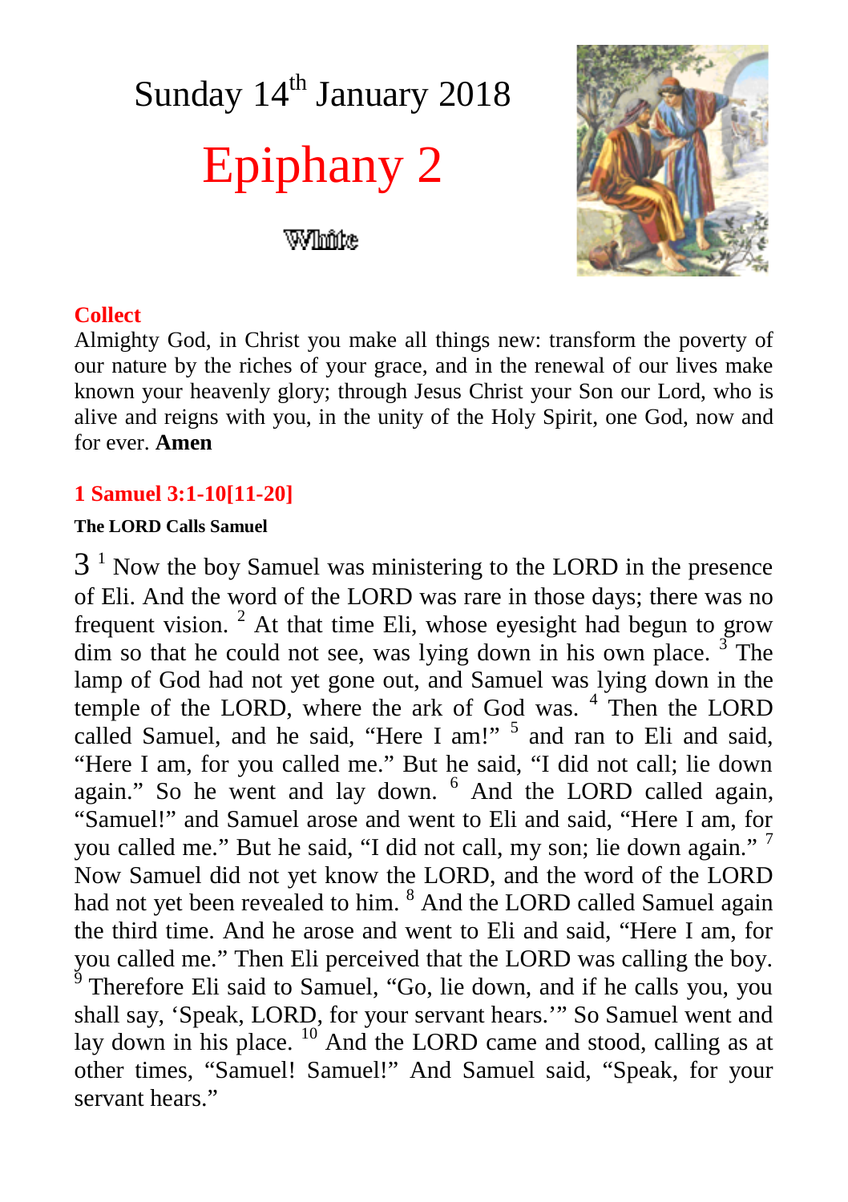# Sunday 14th January 2018

# Epiphany 2

White

## Collect

Almighty God, in Christ you make all things new: transform the poverty of our nature by the riches of your grace, and in the renewal of our lives make known your heavenly glory; through Jesus Christ your Son our Lord, who is alive and reigns with you, in the unity of the Holy Spirit, one God, now and for ever. **Amen**

## 1 Samuel 3:1-10[11-20]

**The LORD Calls Samuel**

3 [1] Now the boy Samuel was ministering to the LORD in the presence of Eli. And the word of the LORD was rare in those days; there was no frequent vision. [2] At that time Eli, whose eyesight had begun to grow dim so that he could not see, was lying down in his own place. [3] The lamp of God had not yet gone out, and Samuel was lying down in the temple of the LORD, where the ark of God was. [4] Then the LORD called Samuel, and he said, "Here I am!" [5] and ran to Eli and said, "Here I am, for you called me." But he said, "I did not call; lie down again." So he went and lay down. [6] And the LORD called again, "Samuel!" and Samuel arose and went to Eli and said, "Here I am, for you called me." But he said, "I did not call, my son; lie down again." [7] Now Samuel did not yet know the LORD, and the word of the LORD had not yet been revealed to him. [8] And the LORD called Samuel again the third time. And he arose and went to Eli and said, "Here I am, for you called me." Then Eli perceived that the LORD was calling the boy. [9] Therefore Eli said to Samuel, "Go, lie down, and if he calls you, you shall say, 'Speak, LORD, for your servant hears.'" So Samuel went and lay down in his place. [10] And the LORD came and stood, calling as at other times, "Samuel! Samuel!" And Samuel said, "Speak, for your servant hears."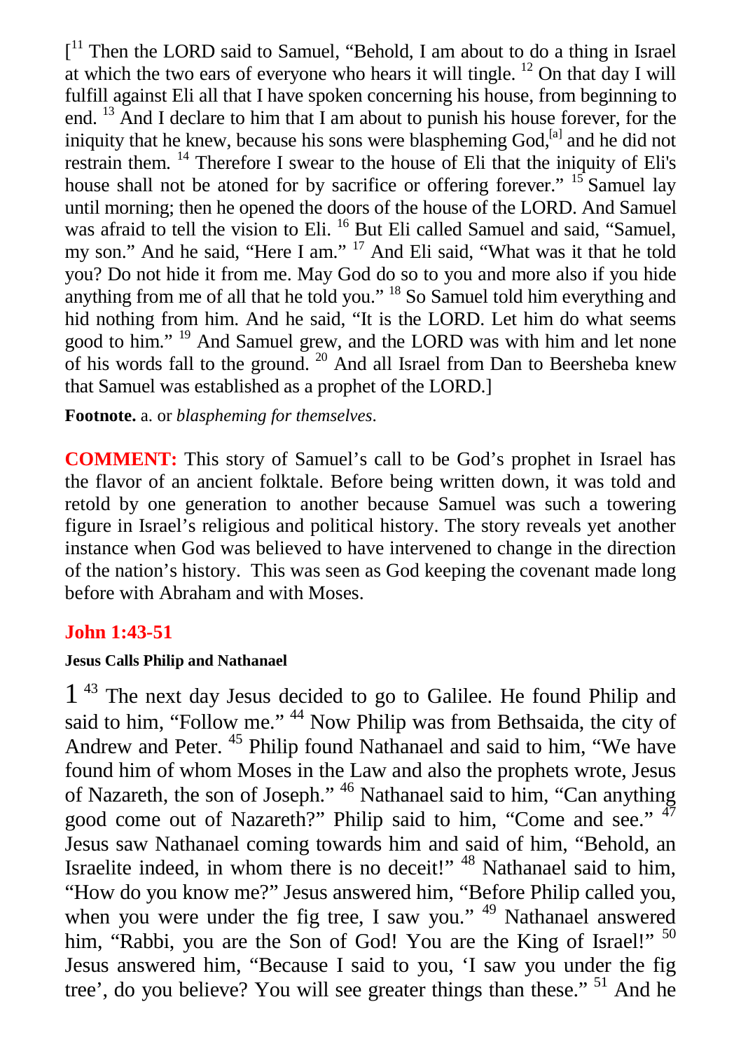[[11] Then the LORD said to Samuel, "Behold, I am about to do a thing in Israel at which the two ears of everyone who hears it will tingle. [12] On that day I will fulfill against Eli all that I have spoken concerning his house, from beginning to end. [13] And I declare to him that I am about to punish his house forever, for the iniquity that he knew, because his sons were blaspheming God,[a] and he did not restrain them. [14] Therefore I swear to the house of Eli that the iniquity of Eli's house shall not be atoned for by sacrifice or offering forever." [15] Samuel lay until morning; then he opened the doors of the house of the LORD. And Samuel was afraid to tell the vision to Eli. [16] But Eli called Samuel and said, "Samuel, my son." And he said, "Here I am." [17] And Eli said, "What was it that he told you? Do not hide it from me. May God do so to you and more also if you hide anything from me of all that he told you." [18] So Samuel told him everything and hid nothing from him. And he said, "It is the LORD. Let him do what seems good to him." [19] And Samuel grew, and the LORD was with him and let none of his words fall to the ground. [20] And all Israel from Dan to Beersheba knew that Samuel was established as a prophet of the LORD.]

**Footnote.** a. or *blaspheming for themselves*.

**COMMENT:** This story of Samuel's call to be God's prophet in Israel has the flavor of an ancient folktale. Before being written down, it was told and retold by one generation to another because Samuel was such a towering figure in Israel's religious and political history. The story reveals yet another instance when God was believed to have intervened to change in the direction of the nation's history. This was seen as God keeping the covenant made long before with Abraham and with Moses.

## John 1:43-51

**Jesus Calls Philip and Nathanael**

1 [43] The next day Jesus decided to go to Galilee. He found Philip and said to him, "Follow me." [44] Now Philip was from Bethsaida, the city of Andrew and Peter. [45] Philip found Nathanael and said to him, "We have found him of whom Moses in the Law and also the prophets wrote, Jesus of Nazareth, the son of Joseph." [46] Nathanael said to him, "Can anything good come out of Nazareth?" Philip said to him, "Come and see." [47] Jesus saw Nathanael coming towards him and said of him, "Behold, an Israelite indeed, in whom there is no deceit!" [48] Nathanael said to him, "How do you know me?" Jesus answered him, "Before Philip called you, when you were under the fig tree, I saw you." [49] Nathanael answered him, "Rabbi, you are the Son of God! You are the King of Israel!" [50] Jesus answered him, "Because I said to you, 'I saw you under the fig tree', do you believe? You will see greater things than these." [51] And he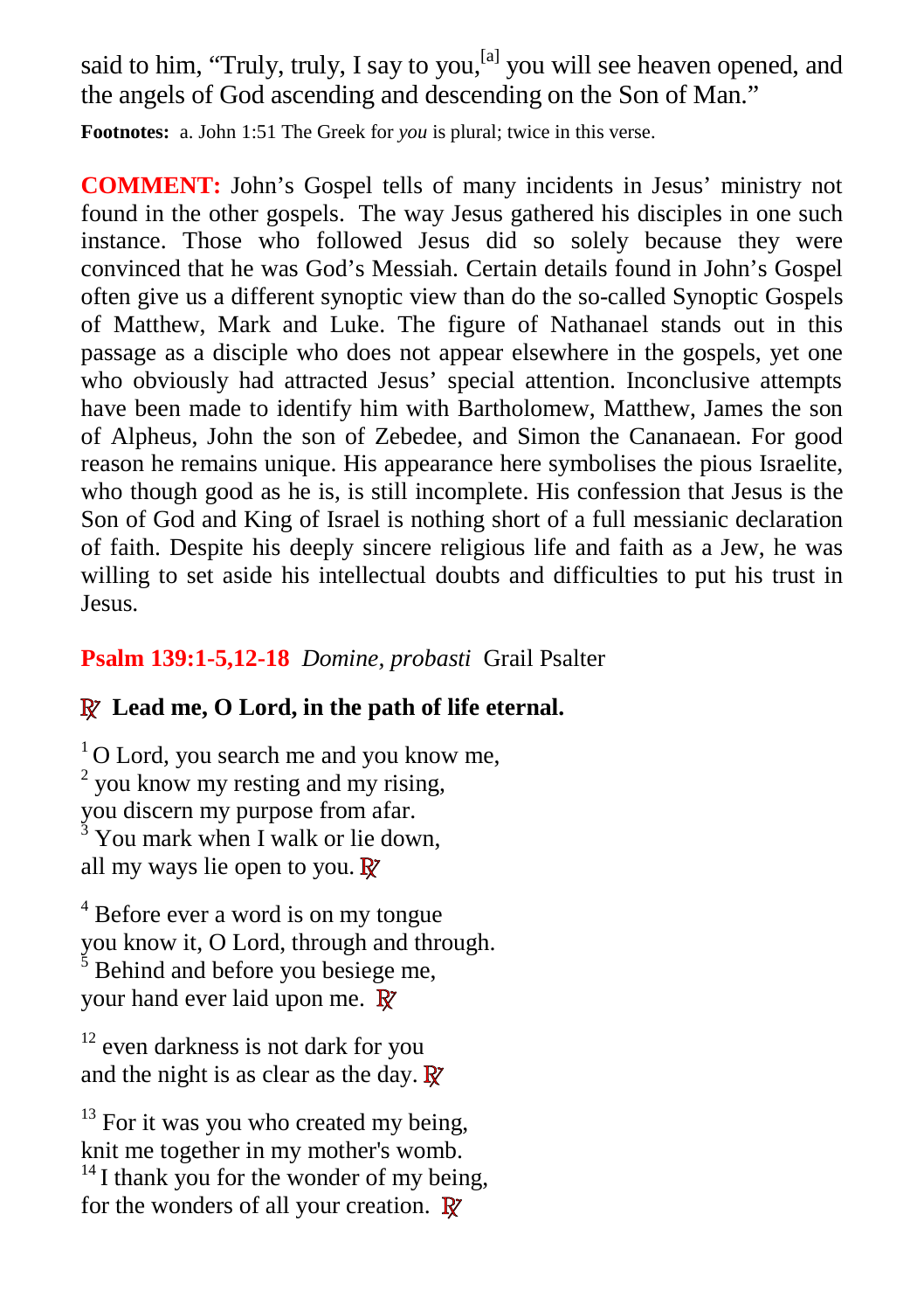said to him, "Truly, truly, I say to you,[a] you will see heaven opened, and the angels of God ascending and descending on the Son of Man."

**Footnotes:** a. John 1:51 The Greek for *you* is plural; twice in this verse.

**COMMENT:** John's Gospel tells of many incidents in Jesus' ministry not found in the other gospels. The way Jesus gathered his disciples in one such instance. Those who followed Jesus did so solely because they were convinced that he was God's Messiah. Certain details found in John's Gospel often give us a different synoptic view than do the so-called Synoptic Gospels of Matthew, Mark and Luke. The figure of Nathanael stands out in this passage as a disciple who does not appear elsewhere in the gospels, yet one who obviously had attracted Jesus' special attention. Inconclusive attempts have been made to identify him with Bartholomew, Matthew, James the son of Alpheus, John the son of Zebedee, and Simon the Cananaean. For good reason he remains unique. His appearance here symbolises the pious Israelite, who though good as he is, is still incomplete. His confession that Jesus is the Son of God and King of Israel is nothing short of a full messianic declaration of faith. Despite his deeply sincere religious life and faith as a Jew, he was willing to set aside his intellectual doubts and difficulties to put his trust in Jesus.

**Psalm 139:1-5,12-18** *Domine, probasti* Grail Psalter

**℟ Lead me, O Lord, in the path of life eternal.**

[1] O Lord, you search me and you know me,
[2] you know my resting and my rising,
you discern my purpose from afar.
[3] You mark when I walk or lie down,
all my ways lie open to you. ℟

[4] Before ever a word is on my tongue
you know it, O Lord, through and through.
[5] Behind and before you besiege me,
your hand ever laid upon me. ℟

[12] even darkness is not dark for you
and the night is as clear as the day. ℟

[13] For it was you who created my being,
knit me together in my mother's womb.
[14] I thank you for the wonder of my being,
for the wonders of all your creation. ℟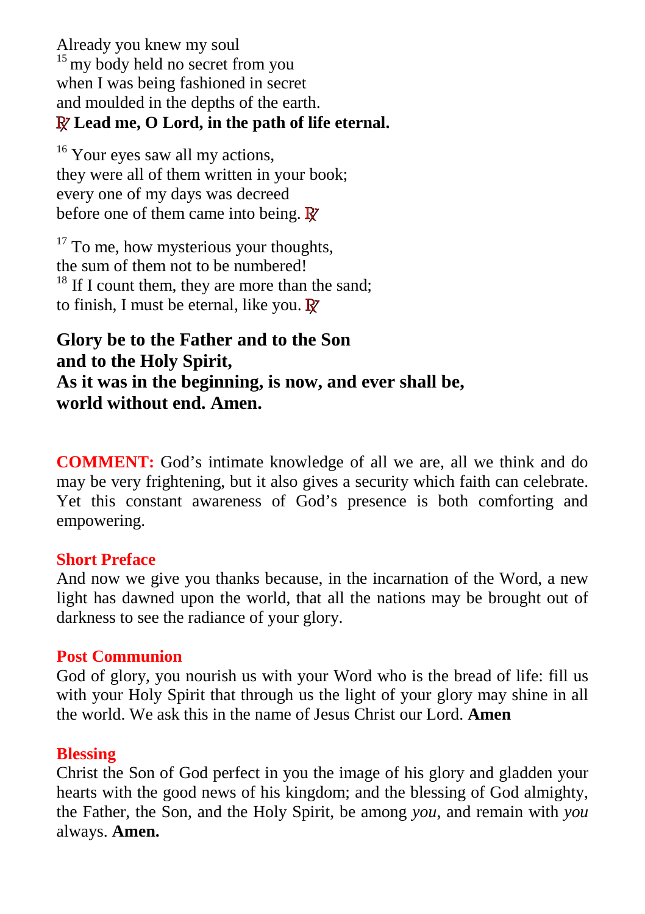Already you knew my soul
[15] my body held no secret from you
when I was being fashioned in secret
and moulded in the depths of the earth.
℟ **Lead me, O Lord, in the path of life eternal.**

[16] Your eyes saw all my actions,
they were all of them written in your book;
every one of my days was decreed
before one of them came into being. ℟

[17] To me, how mysterious your thoughts,
the sum of them not to be numbered!
[18] If I count them, they are more than the sand;
to finish, I must be eternal, like you. ℟

**Glory be to the Father and to the Son**
**and to the Holy Spirit,**
**As it was in the beginning, is now, and ever shall be,**
**world without end. Amen.**

**COMMENT:** God's intimate knowledge of all we are, all we think and do may be very frightening, but it also gives a security which faith can celebrate. Yet this constant awareness of God's presence is both comforting and empowering.

**Short Preface**

And now we give you thanks because, in the incarnation of the Word, a new light has dawned upon the world, that all the nations may be brought out of darkness to see the radiance of your glory.

**Post Communion**

God of glory, you nourish us with your Word who is the bread of life: fill us with your Holy Spirit that through us the light of your glory may shine in all the world. We ask this in the name of Jesus Christ our Lord. **Amen**

**Blessing**

Christ the Son of God perfect in you the image of his glory and gladden your hearts with the good news of his kingdom; and the blessing of God almighty, the Father, the Son, and the Holy Spirit, be among *you*, and remain with *you* always. **Amen.**